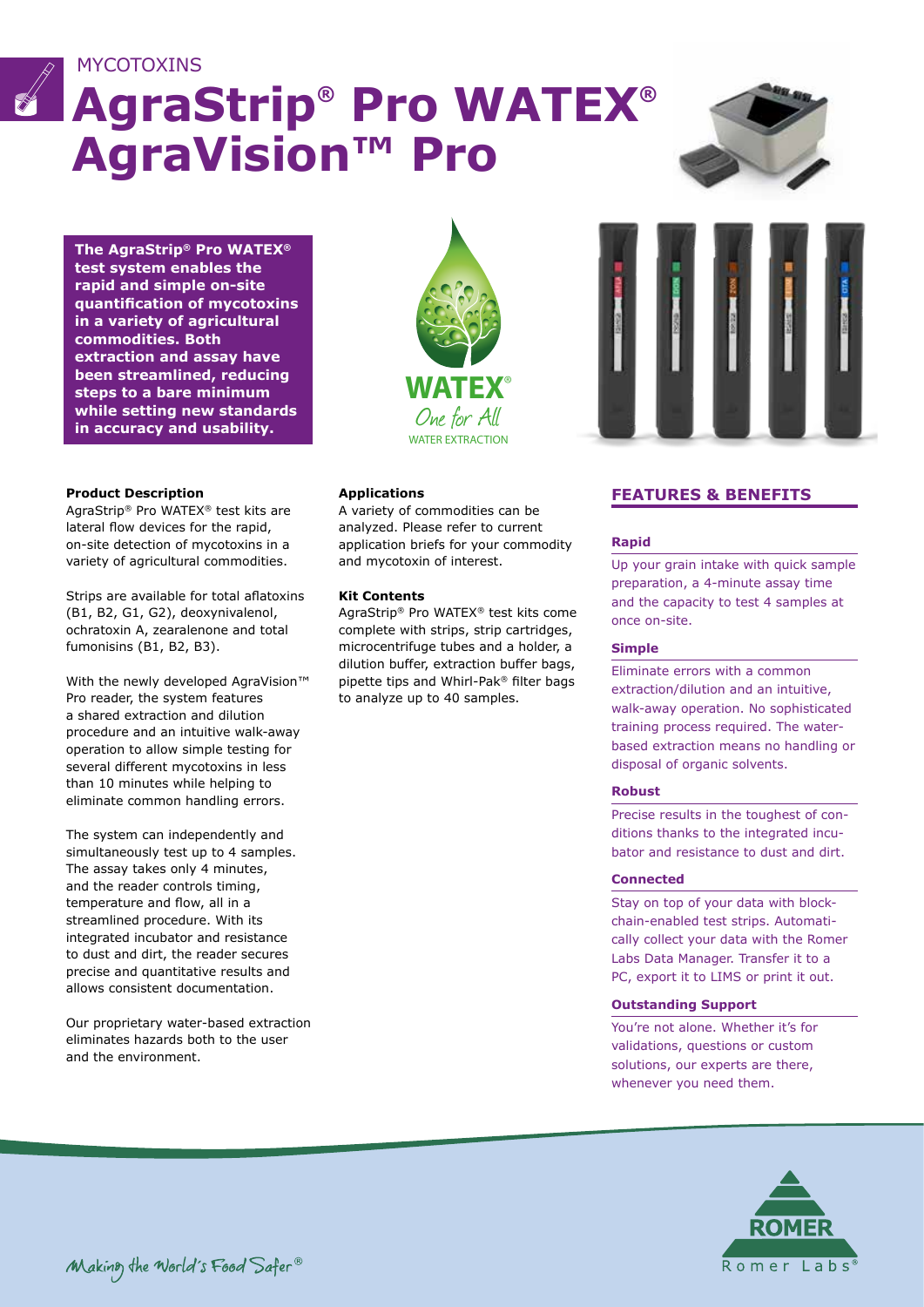MYCOTOXINS

# AgraStrip® Pro WATEX® AgraVision™ Pro

**The AgraStrip® Pro WATEX® test system enables the rapid and simple on-site quantification of mycotoxins in a variety of agricultural commodities. Both extraction and assay have been streamlined, reducing steps to a bare minimum while setting new standards in accuracy and usability.**

WATEX® One for All WATER EXTRACTION

### Product Description

AgraStrip® Pro WATEX® test kits are lateral flow devices for the rapid, on-site detection of mycotoxins in a variety of agricultural commodities.

Strips are available for total aflatoxins (B1, B2, G1, G2), deoxynivalenol, ochratoxin A, zearalenone and total fumonisins (B1, B2, B3).

With the newly developed AgraVision™ Pro reader, the system features a shared extraction and dilution procedure and an intuitive walk-away operation to allow simple testing for several different mycotoxins in less than 10 minutes while helping to eliminate common handling errors.

The system can independently and simultaneously test up to 4 samples. The assay takes only 4 minutes, and the reader controls timing, temperature and flow, all in a streamlined procedure. With its integrated incubator and resistance to dust and dirt, the reader secures precise and quantitative results and allows consistent documentation.

Our proprietary water-based extraction eliminates hazards both to the user and the environment.

### Applications

A variety of commodities can be analyzed. Please refer to current application briefs for your commodity and mycotoxin of interest.

### Kit Contents

AgraStrip® Pro WATEX® test kits come complete with strips, strip cartridges, microcentrifuge tubes and a holder, a dilution buffer, extraction buffer bags, pipette tips and Whirl-Pak® filter bags to analyze up to 40 samples.

## FEATURES & BENEFITS

### Rapid

Up your grain intake with quick sample preparation, a 4-minute assay time and the capacity to test 4 samples at once on-site.

### Simple

Eliminate errors with a common extraction/dilution and an intuitive, walk-away operation. No sophisticated training process required. The water-based extraction means no handling or disposal of organic solvents.

### Robust

Precise results in the toughest of conditions thanks to the integrated incubator and resistance to dust and dirt.

### Connected

Stay on top of your data with blockchain-enabled test strips. Automatically collect your data with the Romer Labs Data Manager. Transfer it to a PC, export it to LIMS or print it out.

### Outstanding Support

You're not alone. Whether it's for validations, questions or custom solutions, our experts are there, whenever you need them.

Making the World's Food Safer®

ROMER Romer Labs®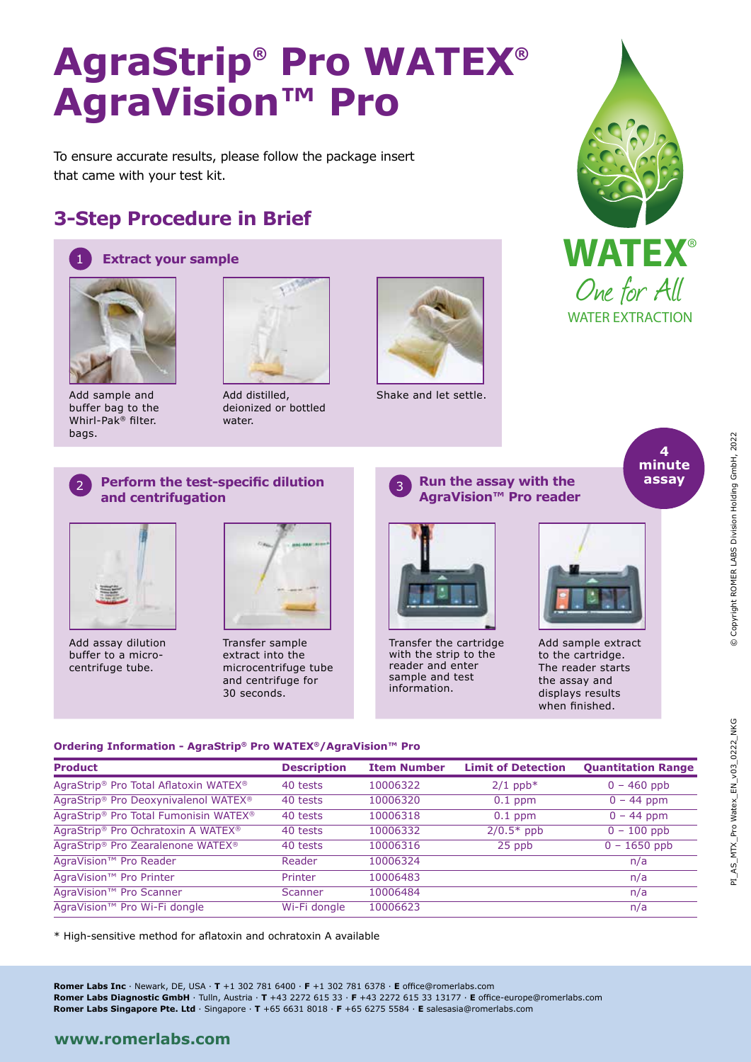# AgraStrip® Pro WATEX® AgraVision™ Pro

To ensure accurate results, please follow the package insert that came with your test kit.

WATEX®
One for All
WATER EXTRACTION

## 3-Step Procedure in Brief

### 1 Extract your sample

Add sample and buffer bag to the Whirl-Pak® filter. bags.

Add distilled, deionized or bottled water.

Shake and let settle.

### 2 Perform the test-specific dilution and centrifugation

Add assay dilution buffer to a micro-centrifuge tube.

Transfer sample extract into the microcentrifuge tube and centrifuge for 30 seconds.

### 3 Run the assay with the AgraVision™ Pro reader

**4 minute assay**

Transfer the cartridge with the strip to the reader and enter sample and test information.

Add sample extract to the cartridge. The reader starts the assay and displays results when finished.

**Ordering Information - AgraStrip® Pro WATEX®/AgraVision™ Pro**

| Product | Description | Item Number | Limit of Detection | Quantitation Range |
|---|---|---|---|---|
| AgraStrip® Pro Total Aflatoxin WATEX® | 40 tests | 10006322 | 2/1 ppb* | 0 – 460 ppb |
| AgraStrip® Pro Deoxynivalenol WATEX® | 40 tests | 10006320 | 0.1 ppm | 0 – 44 ppm |
| AgraStrip® Pro Total Fumonisin WATEX® | 40 tests | 10006318 | 0.1 ppm | 0 – 44 ppm |
| AgraStrip® Pro Ochratoxin A WATEX® | 40 tests | 10006332 | 2/0.5* ppb | 0 – 100 ppb |
| AgraStrip® Pro Zearalenone WATEX® | 40 tests | 10006316 | 25 ppb | 0 – 1650 ppb |
| AgraVision™ Pro Reader | Reader | 10006324 | | n/a |
| AgraVision™ Pro Printer | Printer | 10006483 | | n/a |
| AgraVision™ Pro Scanner | Scanner | 10006484 | | n/a |
| AgraVision™ Pro Wi-Fi dongle | Wi-Fi dongle | 10006623 | | n/a |

\* High-sensitive method for aflatoxin and ochratoxin A available

© Copyright ROMER LABS Division Holding GmbH, 2022

PI_AS_MTX_Pro Watex_EN_v03_0222_NKG

**Romer Labs Inc** · Newark, DE, USA · **T** +1 302 781 6400 · **F** +1 302 781 6378 · **E** office@romerlabs.com
**Romer Labs Diagnostic GmbH** · Tulln, Austria · **T** +43 2272 615 33 · **F** +43 2272 615 33 13177 · **E** office-europe@romerlabs.com
**Romer Labs Singapore Pte. Ltd** · Singapore · **T** +65 6631 8018 · **F** +65 6275 5584 · **E** salesasia@romerlabs.com

**www.romerlabs.com**